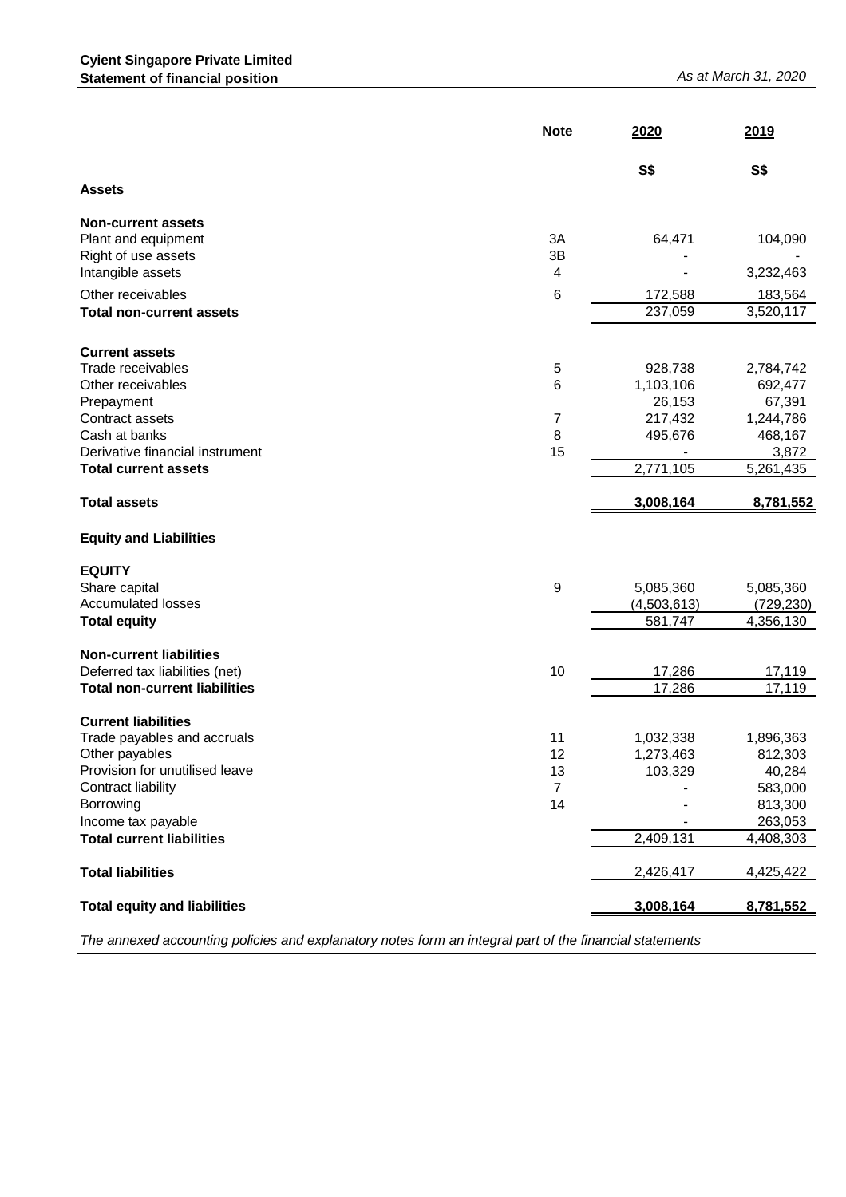**Cyient Singapore Private Limited**
**Statement of financial position**

*As at March 31, 2020*

| | Note | 2020 | 2019 |
|---|---|---|---|
| | | S$ | S$ |
| **Assets** | | | |
| **Non-current assets** | | | |
| Plant and equipment | 3A | 64,471 | 104,090 |
| Right of use assets | 3B | - | - |
| Intangible assets | 4 | - | 3,232,463 |
| Other receivables | 6 | 172,588 | 183,564 |
| **Total non-current assets** | | 237,059 | 3,520,117 |
| **Current assets** | | | |
| Trade receivables | 5 | 928,738 | 2,784,742 |
| Other receivables | 6 | 1,103,106 | 692,477 |
| Prepayment | | 26,153 | 67,391 |
| Contract assets | 7 | 217,432 | 1,244,786 |
| Cash at banks | 8 | 495,676 | 468,167 |
| Derivative financial instrument | 15 | - | 3,872 |
| **Total current assets** | | 2,771,105 | 5,261,435 |
| **Total assets** | | **3,008,164** | **8,781,552** |
| **Equity and Liabilities** | | | |
| **EQUITY** | | | |
| Share capital | 9 | 5,085,360 | 5,085,360 |
| Accumulated losses | | (4,503,613) | (729,230) |
| **Total equity** | | 581,747 | 4,356,130 |
| **Non-current liabilities** | | | |
| Deferred tax liabilities (net) | 10 | 17,286 | 17,119 |
| **Total non-current liabilities** | | 17,286 | 17,119 |
| **Current liabilities** | | | |
| Trade payables and accruals | 11 | 1,032,338 | 1,896,363 |
| Other payables | 12 | 1,273,463 | 812,303 |
| Provision for unutilised leave | 13 | 103,329 | 40,284 |
| Contract liability | 7 | - | 583,000 |
| Borrowing | 14 | - | 813,300 |
| Income tax payable | | - | 263,053 |
| **Total current liabilities** | | 2,409,131 | 4,408,303 |
| **Total liabilities** | | 2,426,417 | 4,425,422 |
| **Total equity and liabilities** | | **3,008,164** | **8,781,552** |

*The annexed accounting policies and explanatory notes form an integral part of the financial statements*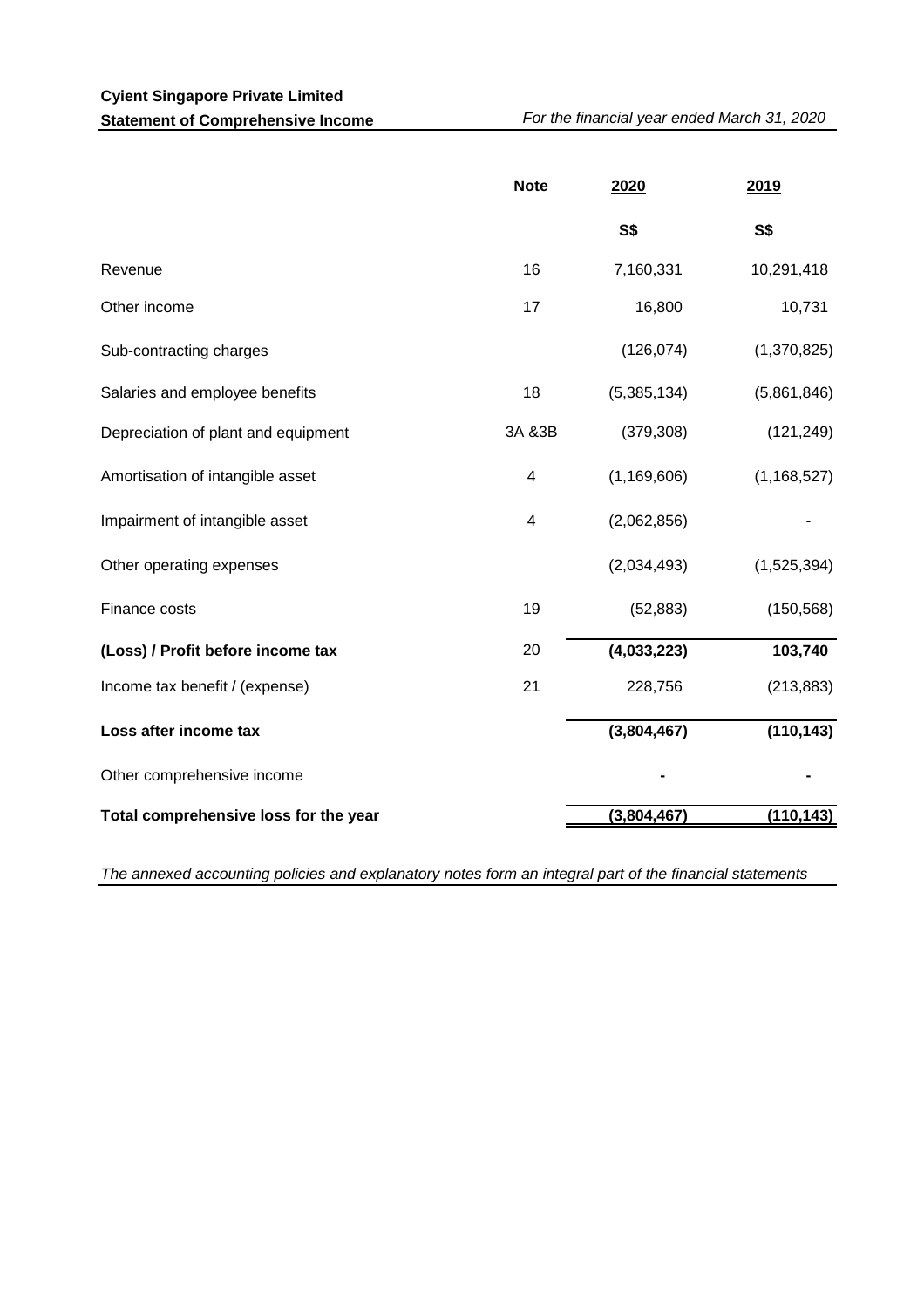**Cyient Singapore Private Limited**

**Statement of Comprehensive Income** *For the financial year ended March 31, 2020*

| | Note | 2020 | 2019 |
|---|---|---|---|
| | | S$ | S$ |
| Revenue | 16 | 7,160,331 | 10,291,418 |
| Other income | 17 | 16,800 | 10,731 |
| Sub-contracting charges | | (126,074) | (1,370,825) |
| Salaries and employee benefits | 18 | (5,385,134) | (5,861,846) |
| Depreciation of plant and equipment | 3A &3B | (379,308) | (121,249) |
| Amortisation of intangible asset | 4 | (1,169,606) | (1,168,527) |
| Impairment of intangible asset | 4 | (2,062,856) | - |
| Other operating expenses | | (2,034,493) | (1,525,394) |
| Finance costs | 19 | (52,883) | (150,568) |
| **(Loss) / Profit before income tax** | 20 | **(4,033,223)** | **103,740** |
| Income tax benefit / (expense) | 21 | 228,756 | (213,883) |
| **Loss after income tax** | | **(3,804,467)** | **(110,143)** |
| Other comprehensive income | | - | - |
| **Total comprehensive loss for the year** | | **(3,804,467)** | **(110,143)** |

*The annexed accounting policies and explanatory notes form an integral part of the financial statements*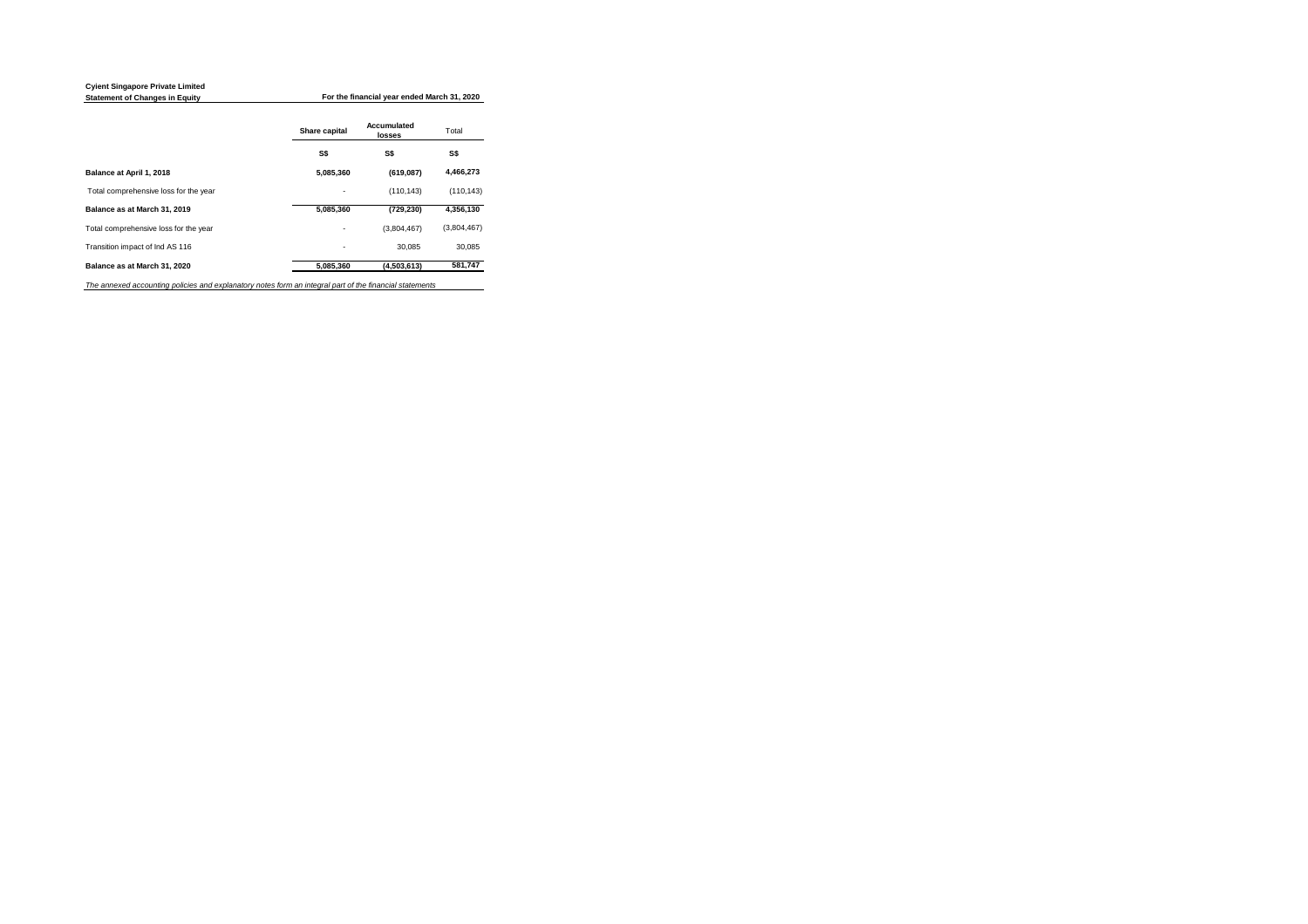**Cyient Singapore Private Limited**

**Statement of Changes in Equity**

**For the financial year ended March 31, 2020**

| | Share capital | Accumulated losses | Total |
|---|---|---|---|
| | S$ | S$ | S$ |
| **Balance at April 1, 2018** | **5,085,360** | **(619,087)** | **4,466,273** |
| Total comprehensive loss for the year | - | (110,143) | (110,143) |
| **Balance as at March 31, 2019** | **5,085,360** | **(729,230)** | **4,356,130** |
| Total comprehensive loss for the year | - | (3,804,467) | (3,804,467) |
| Transition impact of Ind AS 116 | - | 30,085 | 30,085 |
| **Balance as at March 31, 2020** | **5,085,360** | **(4,503,613)** | **581,747** |

*The annexed accounting policies and explanatory notes form an integral part of the financial statements*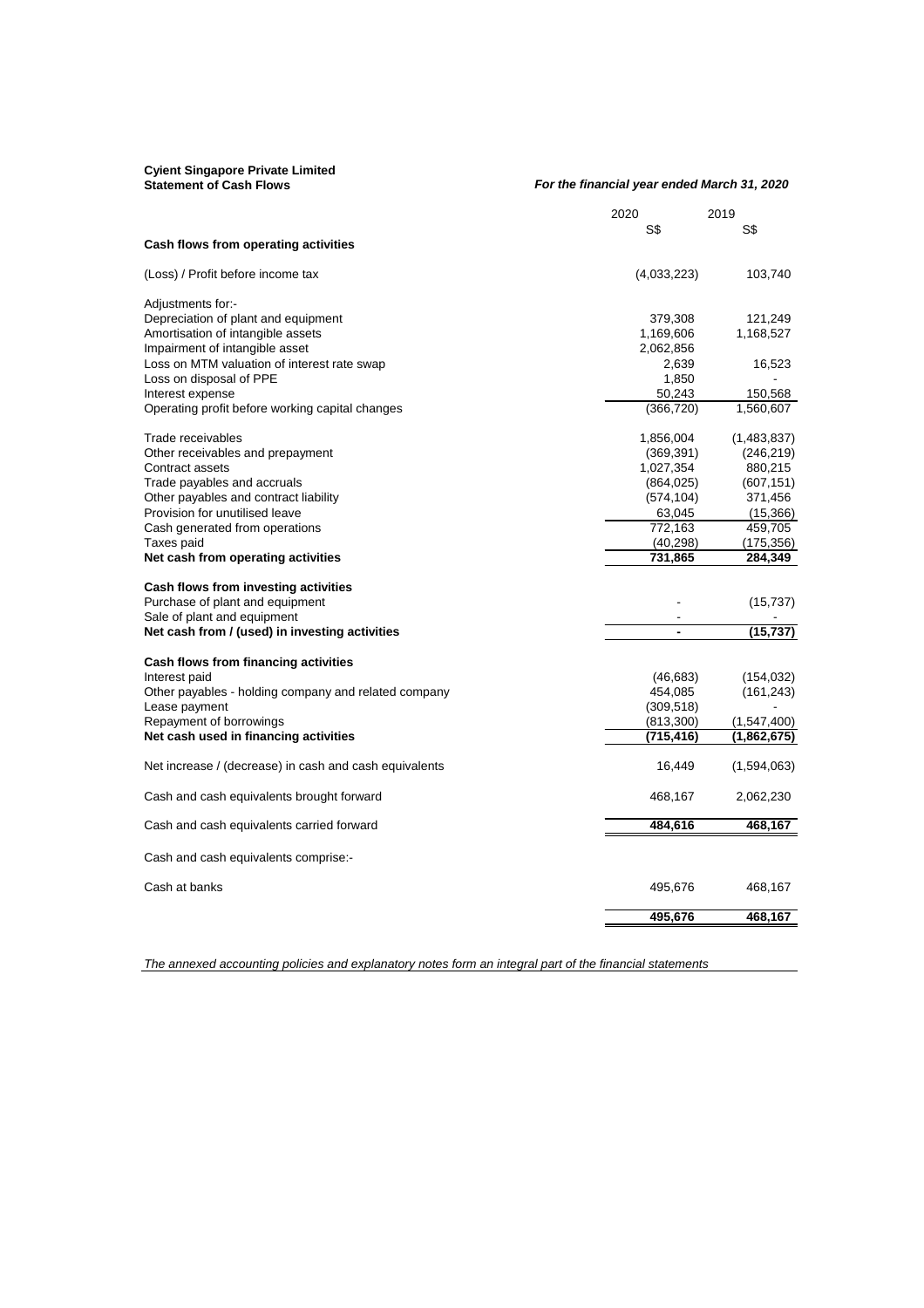**Cyient Singapore Private Limited**
**Statement of Cash Flows**

***For the financial year ended March 31, 2020***

| | 2020 | 2019 |
|---|---|---|
| | S$ | S$ |
| **Cash flows from operating activities** | | |
| (Loss) / Profit before income tax | (4,033,223) | 103,740 |
| Adjustments for:- | | |
| Depreciation of plant and equipment | 379,308 | 121,249 |
| Amortisation of intangible assets | 1,169,606 | 1,168,527 |
| Impairment of intangible asset | 2,062,856 | |
| Loss on MTM valuation of interest rate swap | 2,639 | 16,523 |
| Loss on disposal of PPE | 1,850 | - |
| Interest expense | 50,243 | 150,568 |
| Operating profit before working capital changes | (366,720) | 1,560,607 |
| Trade receivables | 1,856,004 | (1,483,837) |
| Other receivables and prepayment | (369,391) | (246,219) |
| Contract assets | 1,027,354 | 880,215 |
| Trade payables and accruals | (864,025) | (607,151) |
| Other payables and contract liability | (574,104) | 371,456 |
| Provision for unutilised leave | 63,045 | (15,366) |
| Cash generated from operations | 772,163 | 459,705 |
| Taxes paid | (40,298) | (175,356) |
| **Net cash from operating activities** | **731,865** | **284,349** |
| **Cash flows from investing activities** | | |
| Purchase of plant and equipment | - | (15,737) |
| Sale of plant and equipment | - | - |
| **Net cash from / (used) in investing activities** | **-** | **(15,737)** |
| **Cash flows from financing activities** | | |
| Interest paid | (46,683) | (154,032) |
| Other payables - holding company and related company | 454,085 | (161,243) |
| Lease payment | (309,518) | - |
| Repayment of borrowings | (813,300) | (1,547,400) |
| **Net cash used in financing activities** | **(715,416)** | **(1,862,675)** |
| Net increase / (decrease) in cash and cash equivalents | 16,449 | (1,594,063) |
| Cash and cash equivalents brought forward | 468,167 | 2,062,230 |
| Cash and cash equivalents carried forward | **484,616** | **468,167** |
| Cash and cash equivalents comprise:- | | |
| Cash at banks | 495,676 | 468,167 |
| | **495,676** | **468,167** |

*The annexed accounting policies and explanatory notes form an integral part of the financial statements*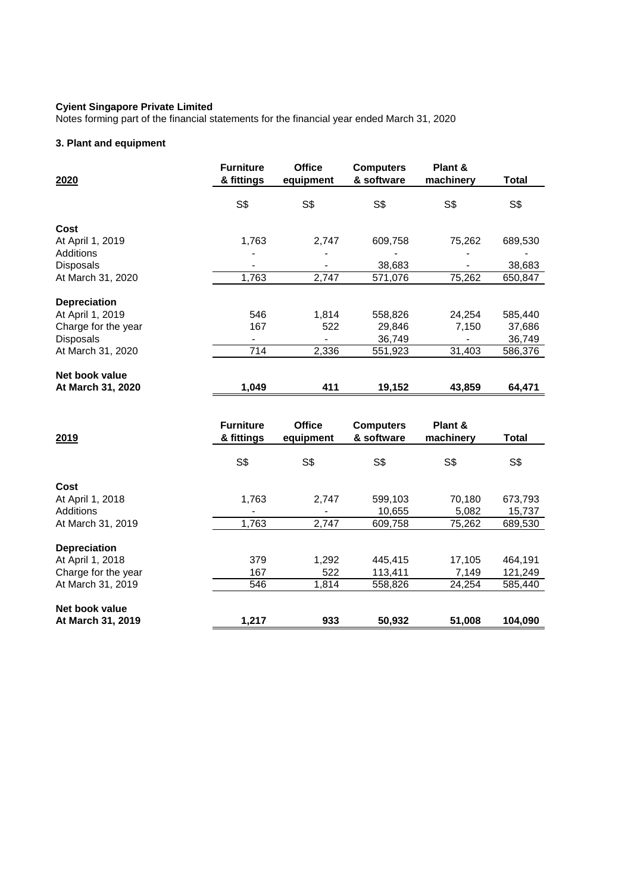**Cyient Singapore Private Limited**
Notes forming part of the financial statements for the financial year ended March 31, 2020

### 3. Plant and equipment

| 2020 | Furniture & fittings | Office equipment | Computers & software | Plant & machinery | Total |
|---|---|---|---|---|---|
| | S$ | S$ | S$ | S$ | S$ |
| **Cost** | | | | | |
| At April 1, 2019 | 1,763 | 2,747 | 609,758 | 75,262 | 689,530 |
| Additions | - | - | - | - | - |
| Disposals | - | - | 38,683 | - | 38,683 |
| At March 31, 2020 | 1,763 | 2,747 | 571,076 | 75,262 | 650,847 |
| **Depreciation** | | | | | |
| At April 1, 2019 | 546 | 1,814 | 558,826 | 24,254 | 585,440 |
| Charge for the year | 167 | 522 | 29,846 | 7,150 | 37,686 |
| Disposals | - | - | 36,749 | - | 36,749 |
| At March 31, 2020 | 714 | 2,336 | 551,923 | 31,403 | 586,376 |
| **Net book value** | | | | | |
| **At March 31, 2020** | **1,049** | **411** | **19,152** | **43,859** | **64,471** |

| 2019 | Furniture & fittings | Office equipment | Computers & software | Plant & machinery | Total |
|---|---|---|---|---|---|
| | S$ | S$ | S$ | S$ | S$ |
| **Cost** | | | | | |
| At April 1, 2018 | 1,763 | 2,747 | 599,103 | 70,180 | 673,793 |
| Additions | - | - | 10,655 | 5,082 | 15,737 |
| At March 31, 2019 | 1,763 | 2,747 | 609,758 | 75,262 | 689,530 |
| **Depreciation** | | | | | |
| At April 1, 2018 | 379 | 1,292 | 445,415 | 17,105 | 464,191 |
| Charge for the year | 167 | 522 | 113,411 | 7,149 | 121,249 |
| At March 31, 2019 | 546 | 1,814 | 558,826 | 24,254 | 585,440 |
| **Net book value** | | | | | |
| **At March 31, 2019** | **1,217** | **933** | **50,932** | **51,008** | **104,090** |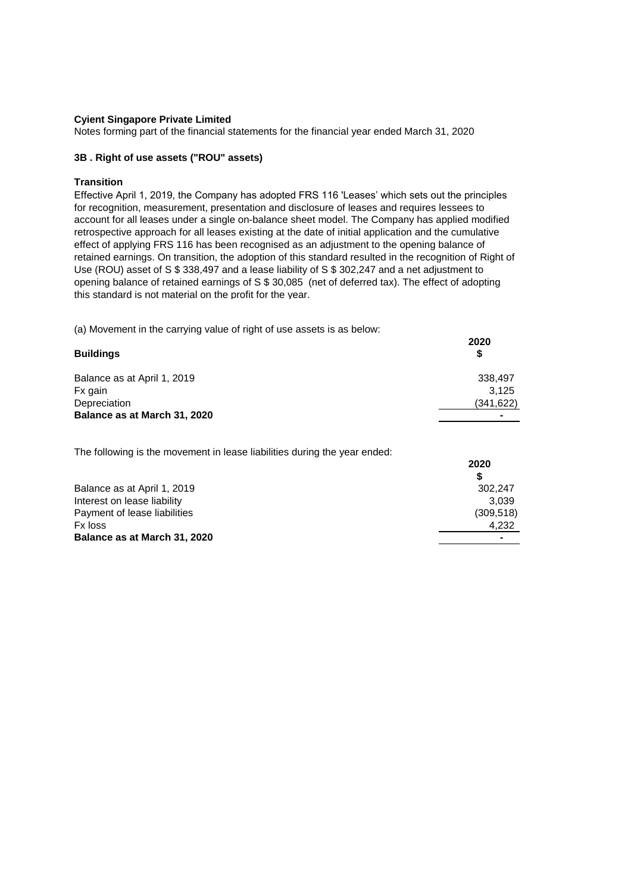**Cyient Singapore Private Limited**
Notes forming part of the financial statements for the financial year ended March 31, 2020

### 3B . Right of use assets ("ROU" assets)

**Transition**

Effective April 1, 2019, the Company has adopted FRS 116 'Leases' which sets out the principles for recognition, measurement, presentation and disclosure of leases and requires lessees to account for all leases under a single on-balance sheet model. The Company has applied modified retrospective approach for all leases existing at the date of initial application and the cumulative effect of applying FRS 116 has been recognised as an adjustment to the opening balance of retained earnings. On transition, the adoption of this standard resulted in the recognition of Right of Use (ROU) asset of S $ 338,497 and a lease liability of S $ 302,247 and a net adjustment to opening balance of retained earnings of S $ 30,085 (net of deferred tax). The effect of adopting this standard is not material on the profit for the year.

(a) Movement in the carrying value of right of use assets is as below:

| **Buildings** | **2020** **$** |
|---|---|
| Balance as at April 1, 2019 | 338,497 |
| Fx gain | 3,125 |
| Depreciation | (341,622) |
| **Balance as at March 31, 2020** | - |

The following is the movement in lease liabilities during the year ended:

| | **2020** **$** |
|---|---|
| Balance as at April 1, 2019 | 302,247 |
| Interest on lease liability | 3,039 |
| Payment of lease liabilities | (309,518) |
| Fx loss | 4,232 |
| **Balance as at March 31, 2020** | - |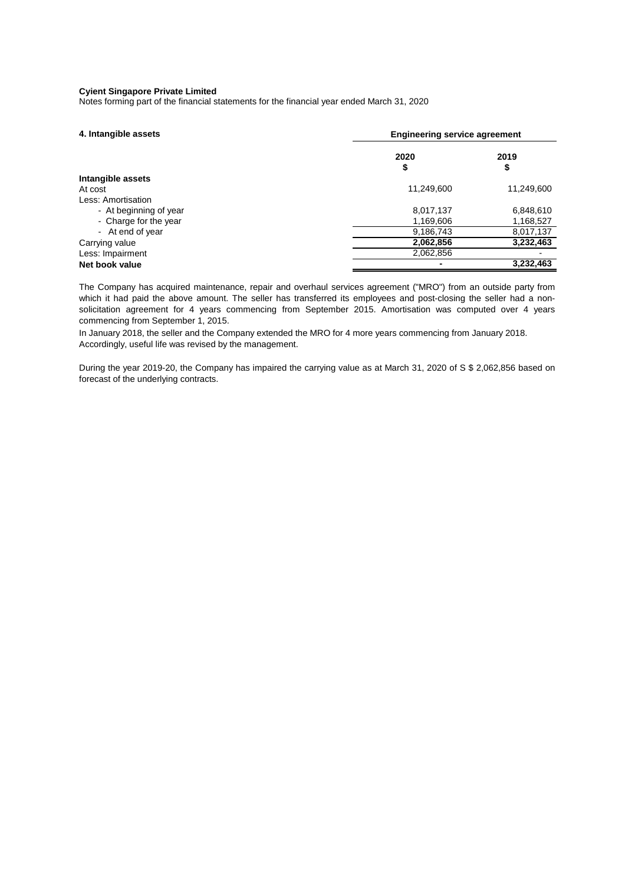**Cyient Singapore Private Limited**

Notes forming part of the financial statements for the financial year ended March 31, 2020

| **4. Intangible assets** | **Engineering service agreement** | |
|---|---|---|
| | **2020** | **2019** |
| | **$** | **$** |
| **Intangible assets** | | |
| At cost | 11,249,600 | 11,249,600 |
| Less: Amortisation | | |
| - At beginning of year | 8,017,137 | 6,848,610 |
| - Charge for the year | 1,169,606 | 1,168,527 |
| - At end of year | 9,186,743 | 8,017,137 |
| Carrying value | **2,062,856** | **3,232,463** |
| Less: Impairment | 2,062,856 | - |
| **Net book value** | **-** | **3,232,463** |

The Company has acquired maintenance, repair and overhaul services agreement ("MRO") from an outside party from which it had paid the above amount. The seller has transferred its employees and post-closing the seller had a non-solicitation agreement for 4 years commencing from September 2015. Amortisation was computed over 4 years commencing from September 1, 2015.

In January 2018, the seller and the Company extended the MRO for 4 more years commencing from January 2018. Accordingly, useful life was revised by the management.

During the year 2019-20, the Company has impaired the carrying value as at March 31, 2020 of S $ 2,062,856 based on forecast of the underlying contracts.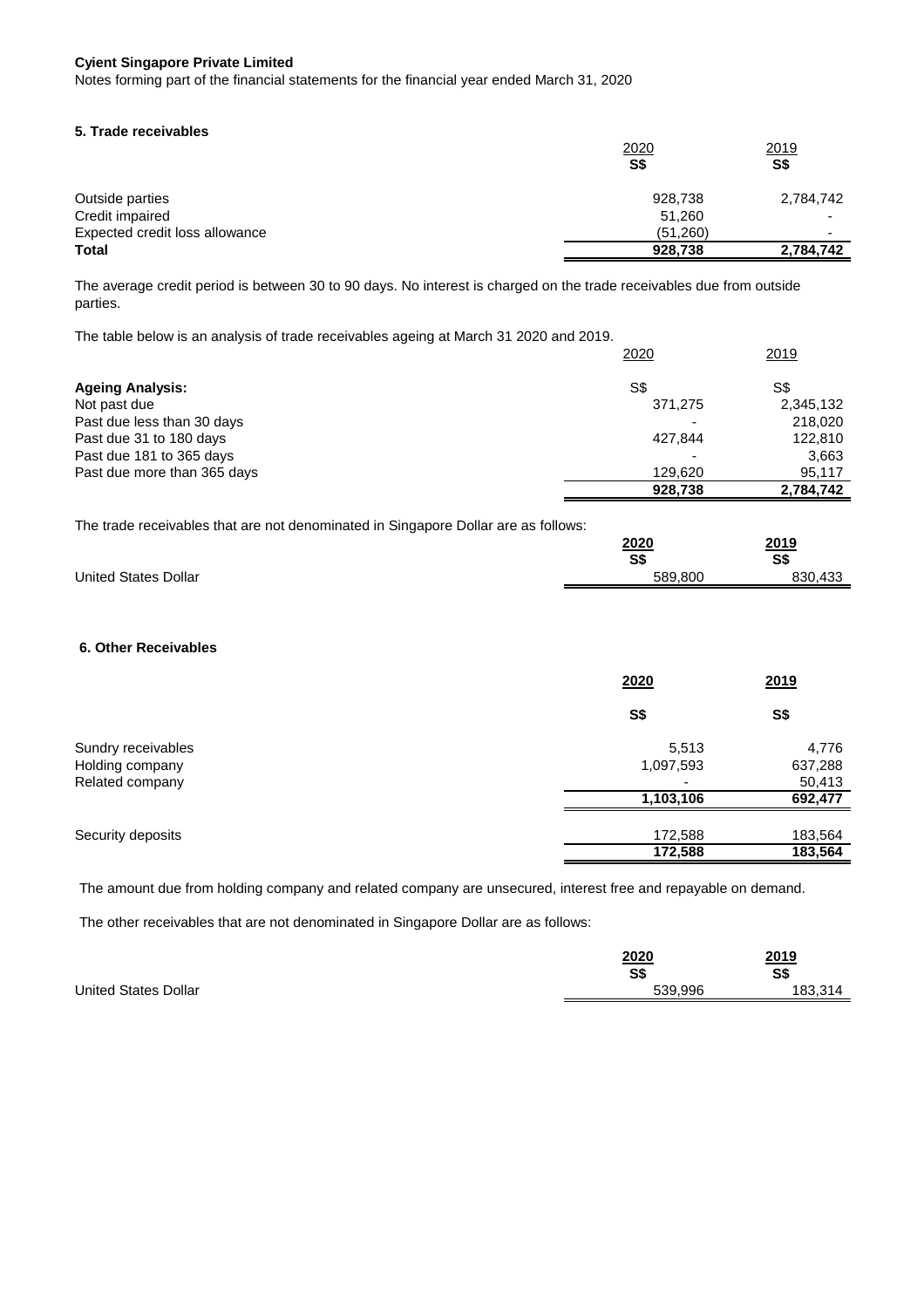**Cyient Singapore Private Limited**

Notes forming part of the financial statements for the financial year ended March 31, 2020

### 5. Trade receivables

| | 2020 | 2019 |
|---|---|---|
| | S$ | S$ |
| Outside parties | 928,738 | 2,784,742 |
| Credit impaired | 51,260 | - |
| Expected credit loss allowance | (51,260) | - |
| **Total** | **928,738** | **2,784,742** |

The average credit period is between 30 to 90 days. No interest is charged on the trade receivables due from outside parties.

The table below is an analysis of trade receivables ageing at March 31 2020 and 2019.

| | 2020 | 2019 |
|---|---|---|
| **Ageing Analysis:** | S$ | S$ |
| Not past due | 371,275 | 2,345,132 |
| Past due less than 30 days | - | 218,020 |
| Past due 31 to 180 days | 427,844 | 122,810 |
| Past due 181 to 365 days | - | 3,663 |
| Past due more than 365 days | 129,620 | 95,117 |
| | **928,738** | **2,784,742** |

The trade receivables that are not denominated in Singapore Dollar are as follows:

| | 2020 | 2019 |
|---|---|---|
| | S$ | S$ |
| United States Dollar | 589,800 | 830,433 |

### 6. Other Receivables

| | 2020 | 2019 |
|---|---|---|
| | S$ | S$ |
| Sundry receivables | 5,513 | 4,776 |
| Holding company | 1,097,593 | 637,288 |
| Related company | - | 50,413 |
| | **1,103,106** | **692,477** |
| | | |
| Security deposits | 172,588 | 183,564 |
| | **172,588** | **183,564** |

The amount due from holding company and related company are unsecured, interest free and repayable on demand.

The other receivables that are not denominated in Singapore Dollar are as follows:

| | 2020 | 2019 |
|---|---|---|
| | S$ | S$ |
| United States Dollar | 539,996 | 183,314 |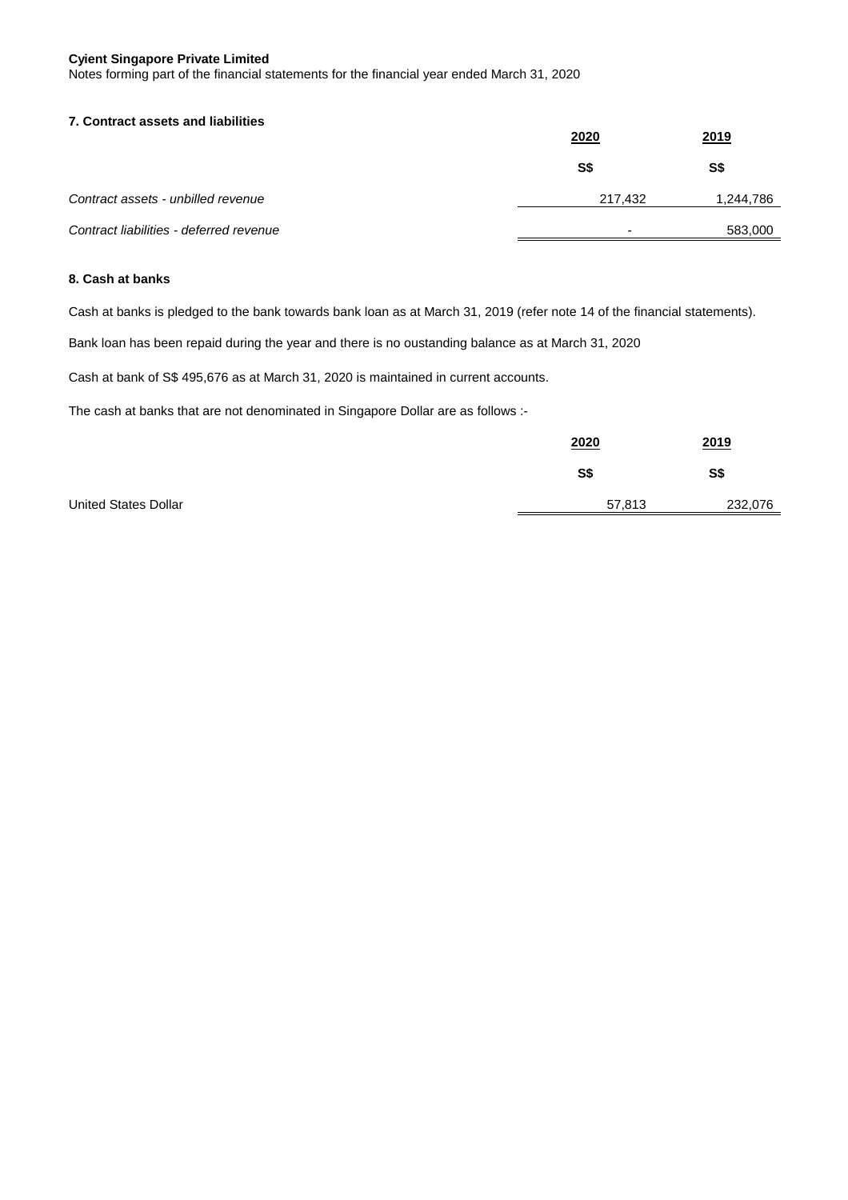**Cyient Singapore Private Limited**

Notes forming part of the financial statements for the financial year ended March 31, 2020

### 7. Contract assets and liabilities

| | 2020 | 2019 |
|---|---|---|
| | S$ | S$ |
| *Contract assets - unbilled revenue* | 217,432 | 1,244,786 |
| *Contract liabilities - deferred revenue* | - | 583,000 |

### 8. Cash at banks

Cash at banks is pledged to the bank towards bank loan as at March 31, 2019 (refer note 14 of the financial statements).

Bank loan has been repaid during the year and there is no oustanding balance as at March 31, 2020

Cash at bank of S$ 495,676 as at March 31, 2020 is maintained in current accounts.

The cash at banks that are not denominated in Singapore Dollar are as follows :-

| | 2020 | 2019 |
|---|---|---|
| | S$ | S$ |
| United States Dollar | 57,813 | 232,076 |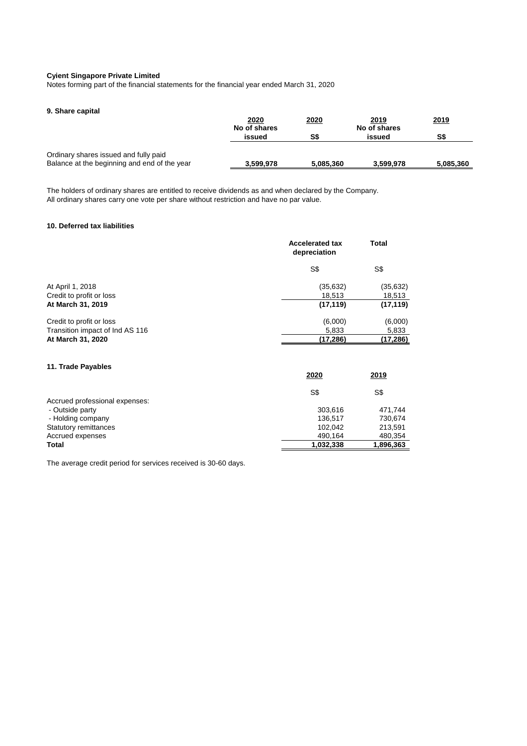**Cyient Singapore Private Limited**

Notes forming part of the financial statements for the financial year ended March 31, 2020

### 9. Share capital

| | 2020 No of shares issued | 2020 S$ | 2019 No of shares issued | 2019 S$ |
|---|---|---|---|---|
| Ordinary shares issued and fully paid | | | | |
| Balance at the beginning and end of the year | **3,599,978** | **5,085,360** | **3,599,978** | **5,085,360** |

The holders of ordinary shares are entitled to receive dividends as and when declared by the Company.
All ordinary shares carry one vote per share without restriction and have no par value.

### 10. Deferred tax liabilities

| | Accelerated tax depreciation | Total |
|---|---|---|
| | S$ | S$ |
| At April 1, 2018 | (35,632) | (35,632) |
| Credit to profit or loss | 18,513 | 18,513 |
| **At March 31, 2019** | **(17,119)** | **(17,119)** |
| Credit to profit or loss | (6,000) | (6,000) |
| Transition impact of Ind AS 116 | 5,833 | 5,833 |
| **At March 31, 2020** | **(17,286)** | **(17,286)** |

### 11. Trade Payables

| | 2020 | 2019 |
|---|---|---|
| | S$ | S$ |
| Accrued professional expenses: | | |
| - Outside party | 303,616 | 471,744 |
| - Holding company | 136,517 | 730,674 |
| Statutory remittances | 102,042 | 213,591 |
| Accrued expenses | 490,164 | 480,354 |
| **Total** | **1,032,338** | **1,896,363** |

The average credit period for services received is 30-60 days.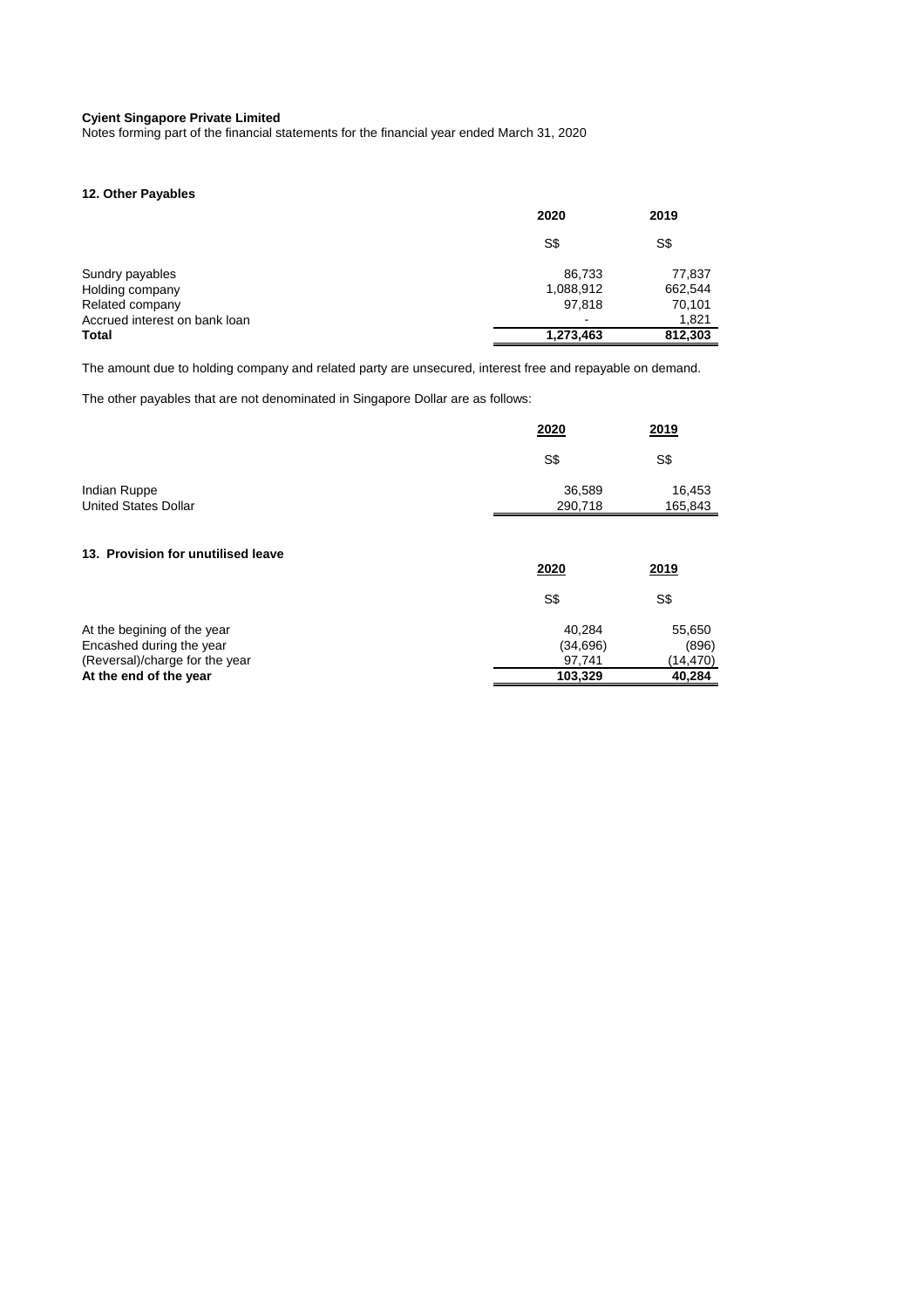**Cyient Singapore Private Limited**

Notes forming part of the financial statements for the financial year ended March 31, 2020

### 12. Other Payables

| | 2020 | 2019 |
|---|---|---|
| | S$ | S$ |
| Sundry payables | 86,733 | 77,837 |
| Holding company | 1,088,912 | 662,544 |
| Related company | 97,818 | 70,101 |
| Accrued interest on bank loan | - | 1,821 |
| **Total** | **1,273,463** | **812,303** |

The amount due to holding company and related party are unsecured, interest free and repayable on demand.

The other payables that are not denominated in Singapore Dollar are as follows:

| | 2020 | 2019 |
|---|---|---|
| | S$ | S$ |
| Indian Ruppe | 36,589 | 16,453 |
| United States Dollar | 290,718 | 165,843 |

### 13. Provision for unutilised leave

| | 2020 | 2019 |
|---|---|---|
| | S$ | S$ |
| At the begining of the year | 40,284 | 55,650 |
| Encashed during the year | (34,696) | (896) |
| (Reversal)/charge for the year | 97,741 | (14,470) |
| **At the end of the year** | **103,329** | **40,284** |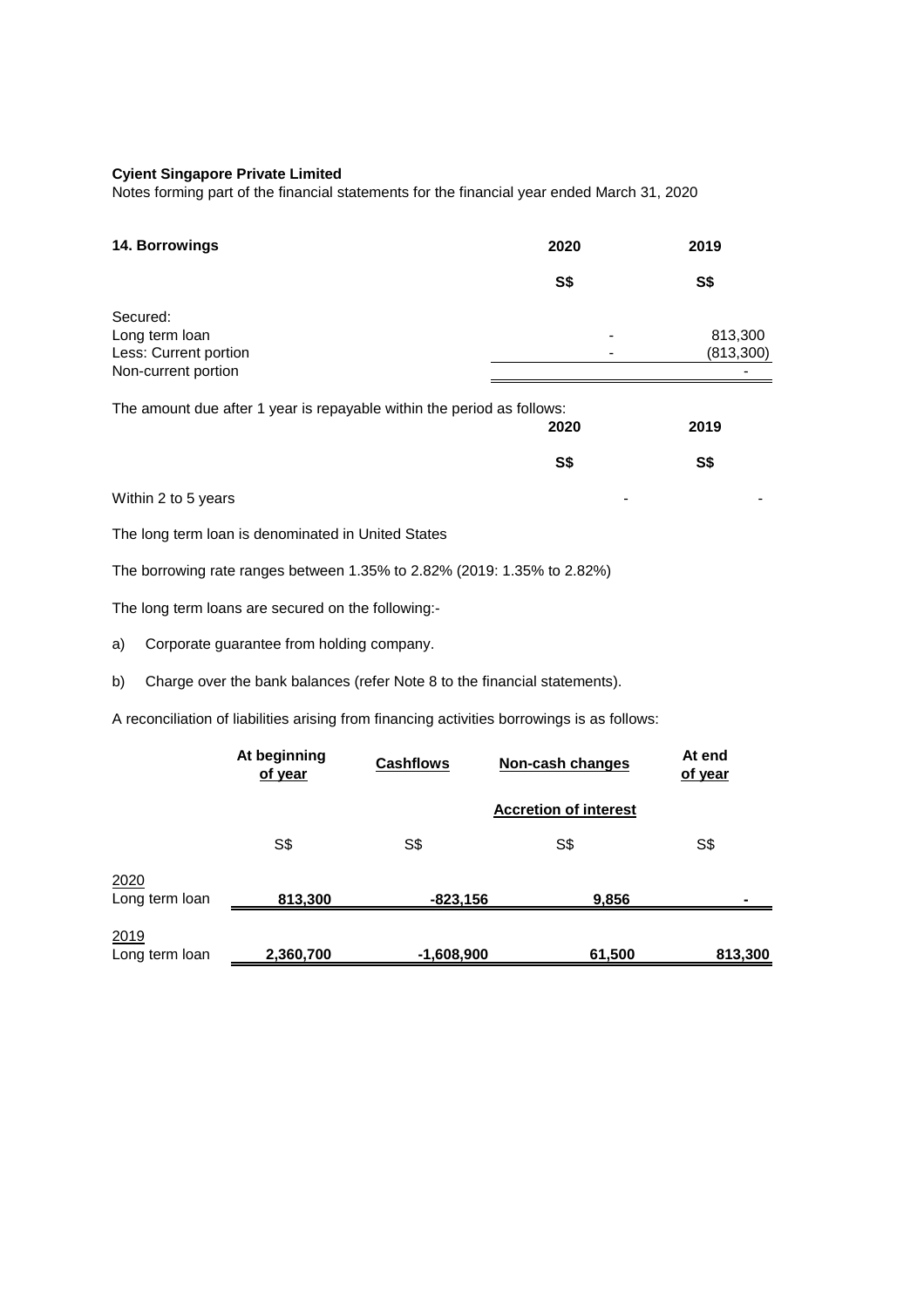**Cyient Singapore Private Limited**

Notes forming part of the financial statements for the financial year ended March 31, 2020

| 14. Borrowings | 2020 | 2019 |
|---|---|---|
| | S$ | S$ |
| Secured: | | |
| Long term loan | - | 813,300 |
| Less: Current portion | - | (813,300) |
| Non-current portion | | - |

The amount due after 1 year is repayable within the period as follows:

| | 2020 | 2019 |
|---|---|---|
| | S$ | S$ |
| Within 2 to 5 years | - | - |

The long term loan is denominated in United States

The borrowing rate ranges between 1.35% to 2.82% (2019: 1.35% to 2.82%)

The long term loans are secured on the following:-

a) Corporate guarantee from holding company.

b) Charge over the bank balances (refer Note 8 to the financial statements).

A reconciliation of liabilities arising from financing activities borrowings is as follows:

| | At beginning of year | Cashflows | Non-cash changes | At end of year |
|---|---|---|---|---|
| | | | Accretion of interest | |
| | S$ | S$ | S$ | S$ |
| 2020 | | | | |
| Long term loan | **813,300** | **-823,156** | **9,856** | **-** |
| 2019 | | | | |
| Long term loan | **2,360,700** | **-1,608,900** | **61,500** | **813,300** |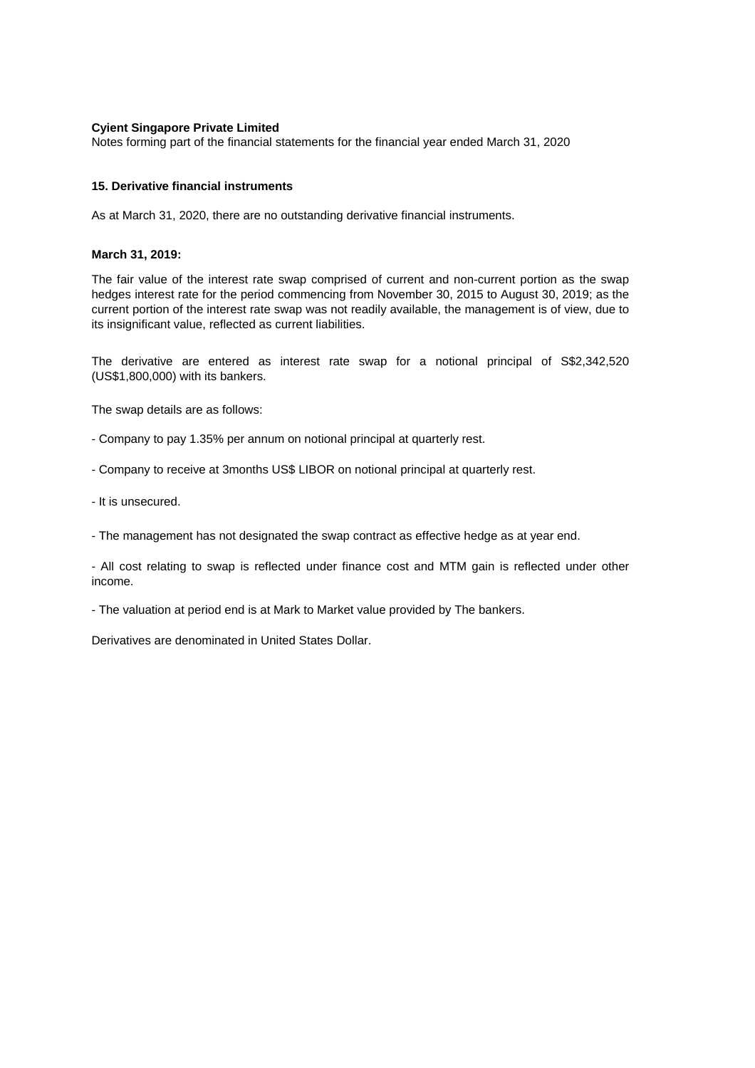**Cyient Singapore Private Limited**
Notes forming part of the financial statements for the financial year ended March 31, 2020

**15. Derivative financial instruments**

As at March 31, 2020, there are no outstanding derivative financial instruments.

**March 31, 2019:**

The fair value of the interest rate swap comprised of current and non-current portion as the swap hedges interest rate for the period commencing from November 30, 2015 to August 30, 2019; as the current portion of the interest rate swap was not readily available, the management is of view, due to its insignificant value, reflected as current liabilities.

The derivative are entered as interest rate swap for a notional principal of S$2,342,520 (US$1,800,000) with its bankers.

The swap details are as follows:

- Company to pay 1.35% per annum on notional principal at quarterly rest.

- Company to receive at 3months US$ LIBOR on notional principal at quarterly rest.

- It is unsecured.

- The management has not designated the swap contract as effective hedge as at year end.

- All cost relating to swap is reflected under finance cost and MTM gain is reflected under other income.

- The valuation at period end is at Mark to Market value provided by The bankers.

Derivatives are denominated in United States Dollar.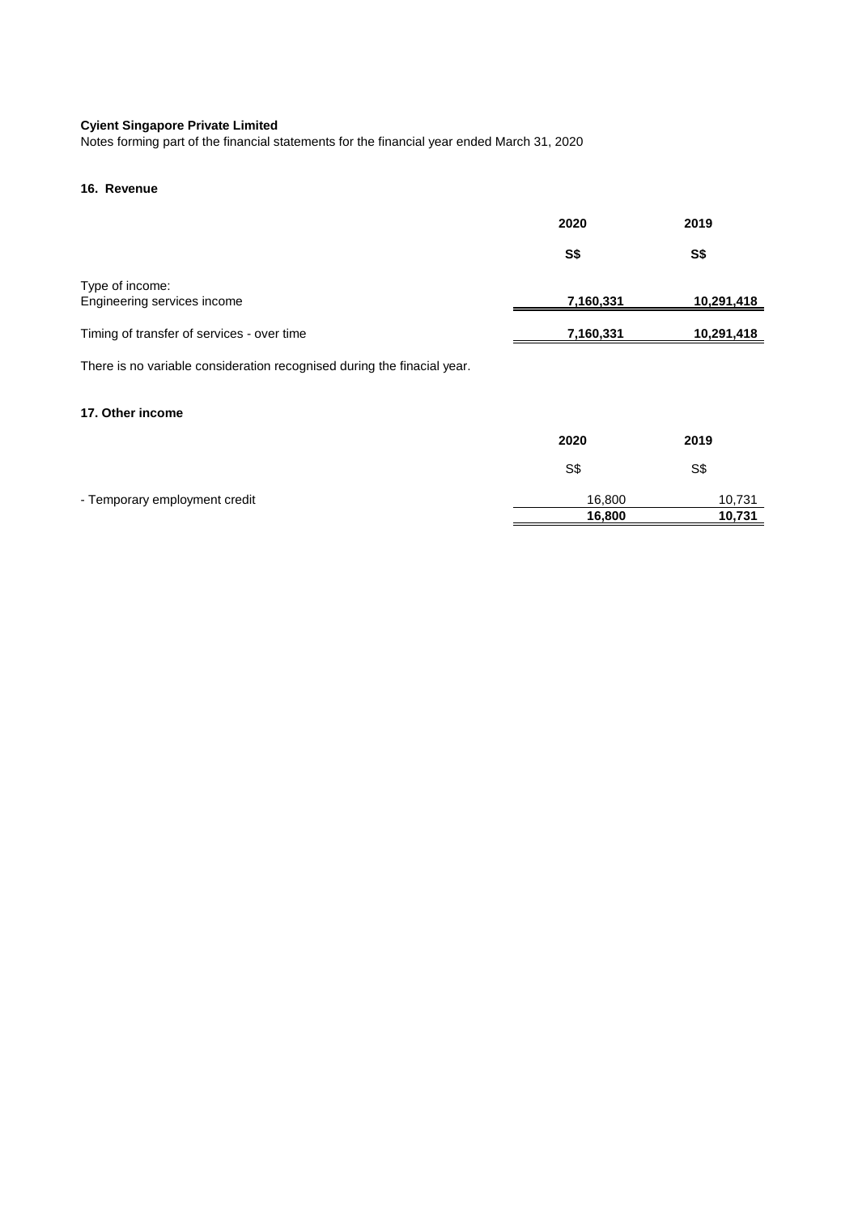**Cyient Singapore Private Limited**

Notes forming part of the financial statements for the financial year ended March 31, 2020

## 16. Revenue

| | 2020 | 2019 |
|---|---|---|
| | S$ | S$ |
| Type of income: | | |
| Engineering services income | 7,160,331 | 10,291,418 |
| Timing of transfer of services - over time | 7,160,331 | 10,291,418 |

There is no variable consideration recognised during the finacial year.

## 17. Other income

| | 2020 | 2019 |
|---|---|---|
| | S$ | S$ |
| - Temporary employment credit | 16,800 | 10,731 |
| | 16,800 | 10,731 |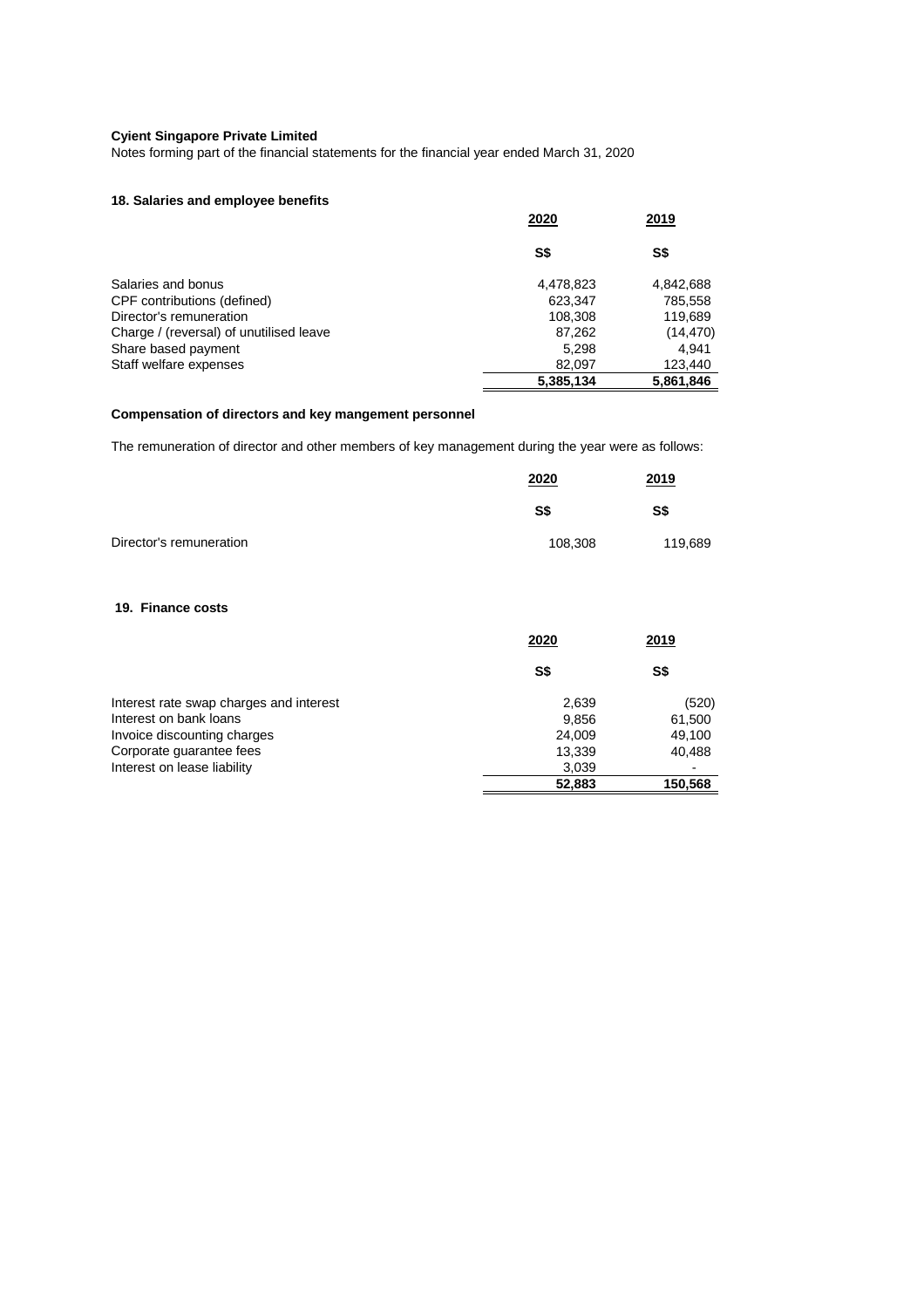**Cyient Singapore Private Limited**

Notes forming part of the financial statements for the financial year ended March 31, 2020

### 18. Salaries and employee benefits

| | 2020 | 2019 |
|---|---|---|
| | S$ | S$ |
| Salaries and bonus | 4,478,823 | 4,842,688 |
| CPF contributions (defined) | 623,347 | 785,558 |
| Director's remuneration | 108,308 | 119,689 |
| Charge / (reversal) of unutilised leave | 87,262 | (14,470) |
| Share based payment | 5,298 | 4,941 |
| Staff welfare expenses | 82,097 | 123,440 |
| | **5,385,134** | **5,861,846** |

**Compensation of directors and key mangement personnel**

The remuneration of director and other members of key management during the year were as follows:

| | 2020 | 2019 |
|---|---|---|
| | S$ | S$ |
| Director's remuneration | 108,308 | 119,689 |

### 19. Finance costs

| | 2020 | 2019 |
|---|---|---|
| | S$ | S$ |
| Interest rate swap charges and interest | 2,639 | (520) |
| Interest on bank loans | 9,856 | 61,500 |
| Invoice discounting charges | 24,009 | 49,100 |
| Corporate guarantee fees | 13,339 | 40,488 |
| Interest on lease liability | 3,039 | - |
| | **52,883** | **150,568** |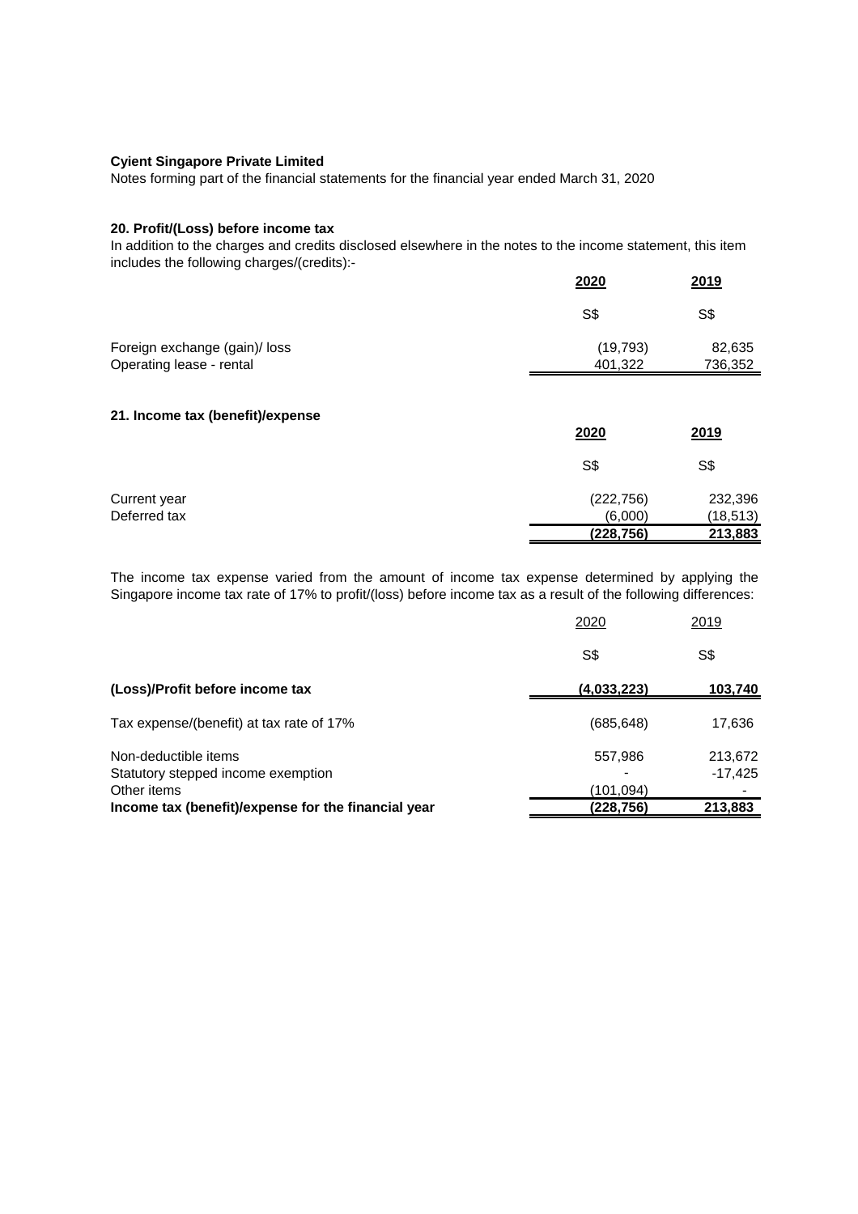**Cyient Singapore Private Limited**

Notes forming part of the financial statements for the financial year ended March 31, 2020

### 20. Profit/(Loss) before income tax

In addition to the charges and credits disclosed elsewhere in the notes to the income statement, this item includes the following charges/(credits):-

| | 2020 | 2019 |
|---|---|---|
| | S$ | S$ |
| Foreign exchange (gain)/ loss | (19,793) | 82,635 |
| Operating lease - rental | 401,322 | 736,352 |

### 21. Income tax (benefit)/expense

| | 2020 | 2019 |
|---|---|---|
| | S$ | S$ |
| Current year | (222,756) | 232,396 |
| Deferred tax | (6,000) | (18,513) |
| | **(228,756)** | **213,883** |

The income tax expense varied from the amount of income tax expense determined by applying the Singapore income tax rate of 17% to profit/(loss) before income tax as a result of the following differences:

| | 2020 | 2019 |
|---|---|---|
| | S$ | S$ |
| **(Loss)/Profit before income tax** | **(4,033,223)** | **103,740** |
| Tax expense/(benefit) at tax rate of 17% | (685,648) | 17,636 |
| Non-deductible items | 557,986 | 213,672 |
| Statutory stepped income exemption | - | -17,425 |
| Other items | (101,094) | - |
| **Income tax (benefit)/expense for the financial year** | **(228,756)** | **213,883** |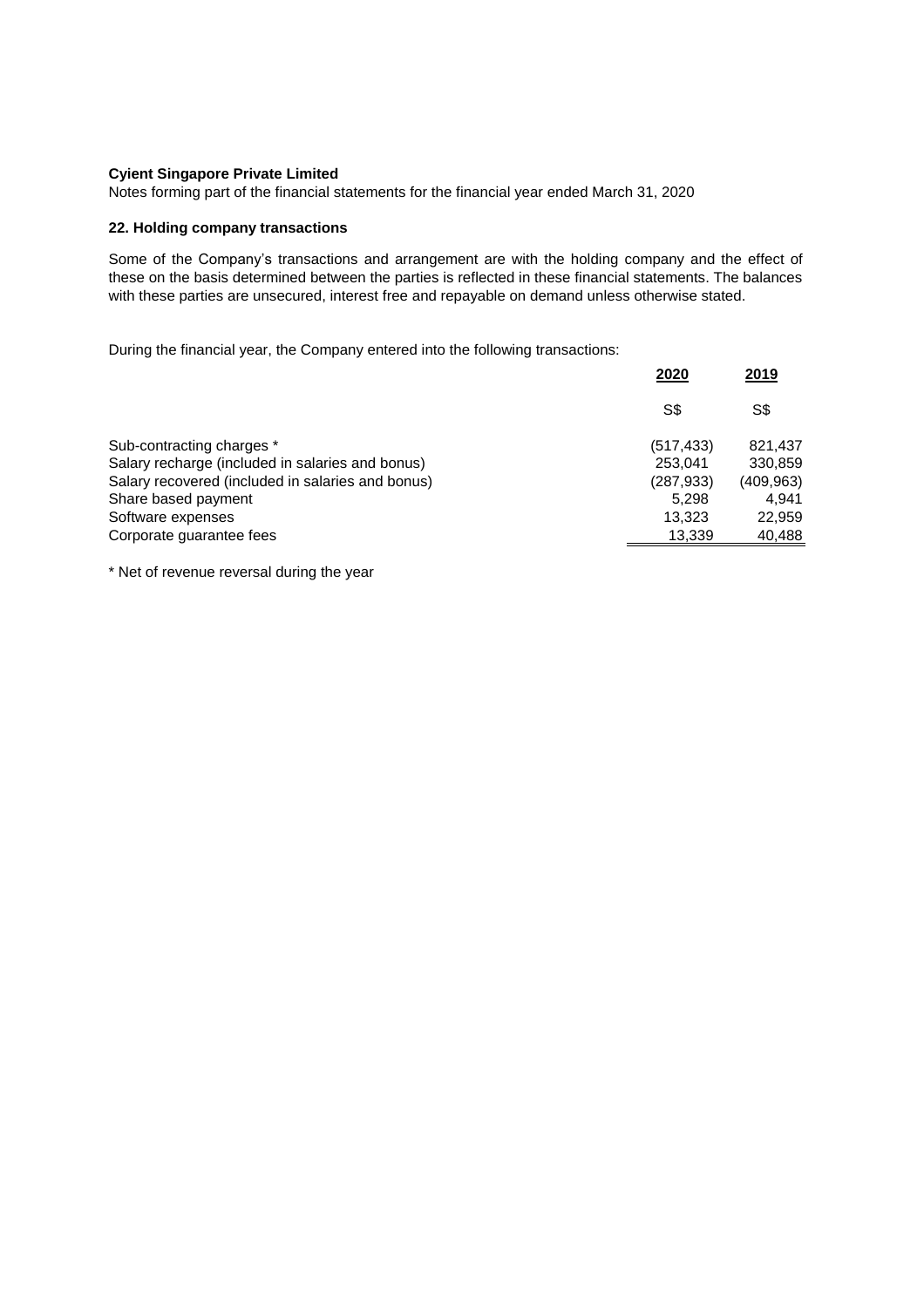**Cyient Singapore Private Limited**
Notes forming part of the financial statements for the financial year ended March 31, 2020

### 22. Holding company transactions

Some of the Company's transactions and arrangement are with the holding company and the effect of these on the basis determined between the parties is reflected in these financial statements. The balances with these parties are unsecured, interest free and repayable on demand unless otherwise stated.

During the financial year, the Company entered into the following transactions:

| | 2020 | 2019 |
|---|---|---|
| | S$ | S$ |
| Sub-contracting charges * | (517,433) | 821,437 |
| Salary recharge (included in salaries and bonus) | 253,041 | 330,859 |
| Salary recovered (included in salaries and bonus) | (287,933) | (409,963) |
| Share based payment | 5,298 | 4,941 |
| Software expenses | 13,323 | 22,959 |
| Corporate guarantee fees | 13,339 | 40,488 |

* Net of revenue reversal during the year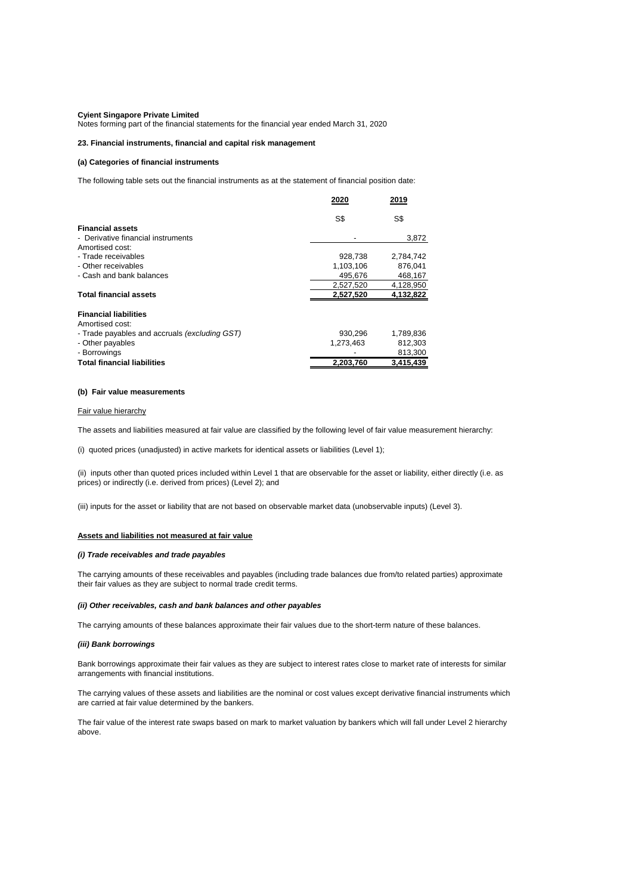**Cyient Singapore Private Limited**
Notes forming part of the financial statements for the financial year ended March 31, 2020

## 23. Financial instruments, financial and capital risk management

### (a) Categories of financial instruments

The following table sets out the financial instruments as at the statement of financial position date:

| | 2020 | 2019 |
|---|---|---|
| | S$ | S$ |
| **Financial assets** | | |
| - Derivative financial instruments | - | 3,872 |
| Amortised cost: | | |
| - Trade receivables | 928,738 | 2,784,742 |
| - Other receivables | 1,103,106 | 876,041 |
| - Cash and bank balances | 495,676 | 468,167 |
| | 2,527,520 | 4,128,950 |
| **Total financial assets** | **2,527,520** | **4,132,822** |
| | | |
| **Financial liabilities** | | |
| Amortised cost: | | |
| - Trade payables and accruals *(excluding GST)* | 930,296 | 1,789,836 |
| - Other payables | 1,273,463 | 812,303 |
| - Borrowings | - | 813,300 |
| **Total financial liabilities** | **2,203,760** | **3,415,439** |

### (b) Fair value measurements

Fair value hierarchy

The assets and liabilities measured at fair value are classified by the following level of fair value measurement hierarchy:

(i) quoted prices (unadjusted) in active markets for identical assets or liabilities (Level 1);

(ii) inputs other than quoted prices included within Level 1 that are observable for the asset or liability, either directly (i.e. as prices) or indirectly (i.e. derived from prices) (Level 2); and

(iii) inputs for the asset or liability that are not based on observable market data (unobservable inputs) (Level 3).

**Assets and liabilities not measured at fair value**

***(i) Trade receivables and trade payables***

The carrying amounts of these receivables and payables (including trade balances due from/to related parties) approximate their fair values as they are subject to normal trade credit terms.

***(ii) Other receivables, cash and bank balances and other payables***

The carrying amounts of these balances approximate their fair values due to the short-term nature of these balances.

***(iii) Bank borrowings***

Bank borrowings approximate their fair values as they are subject to interest rates close to market rate of interests for similar arrangements with financial institutions.

The carrying values of these assets and liabilities are the nominal or cost values except derivative financial instruments which are carried at fair value determined by the bankers.

The fair value of the interest rate swaps based on mark to market valuation by bankers which will fall under Level 2 hierarchy above.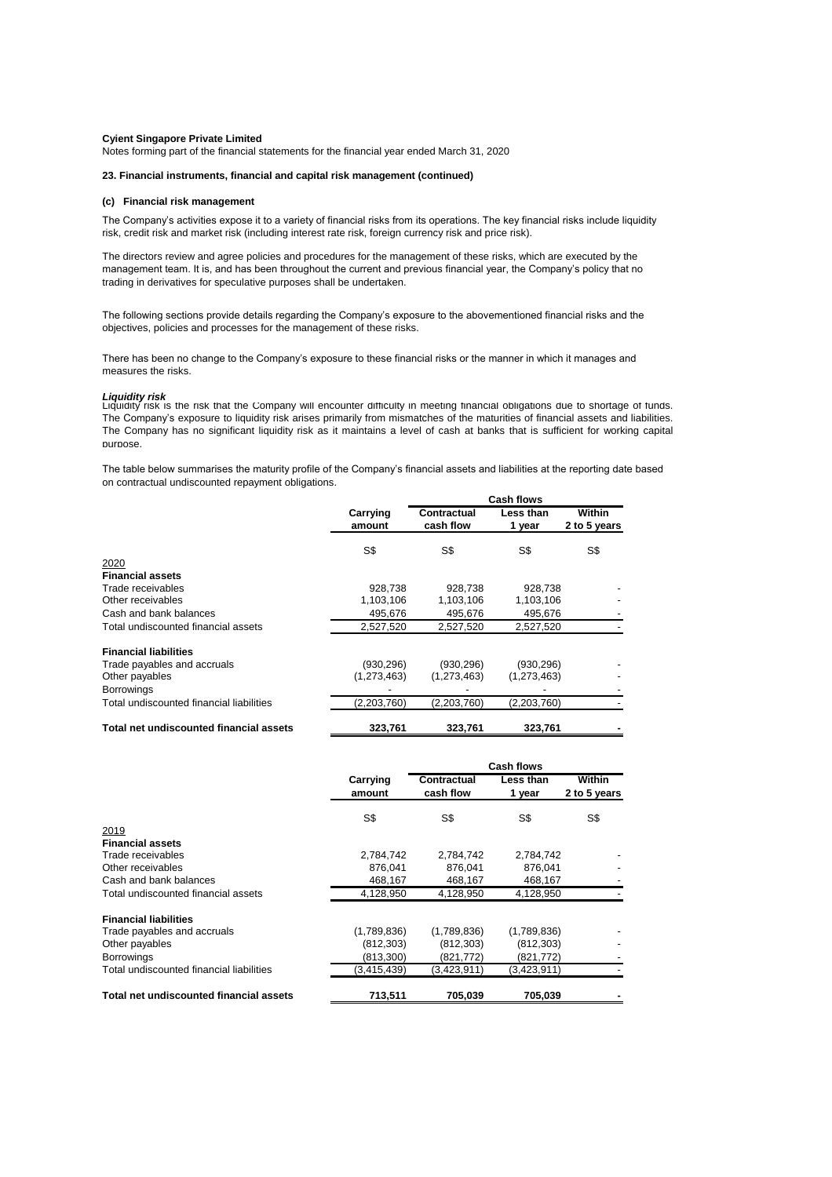**Cyient Singapore Private Limited**

Notes forming part of the financial statements for the financial year ended March 31, 2020

**23. Financial instruments, financial and capital risk management (continued)**

**(c) Financial risk management**

The Company's activities expose it to a variety of financial risks from its operations. The key financial risks include liquidity risk, credit risk and market risk (including interest rate risk, foreign currency risk and price risk).

The directors review and agree policies and procedures for the management of these risks, which are executed by the management team. It is, and has been throughout the current and previous financial year, the Company's policy that no trading in derivatives for speculative purposes shall be undertaken.

The following sections provide details regarding the Company's exposure to the abovementioned financial risks and the objectives, policies and processes for the management of these risks.

There has been no change to the Company's exposure to these financial risks or the manner in which it manages and measures the risks.

***Liquidity risk***

Liquidity risk is the risk that the Company will encounter difficulty in meeting financial obligations due to shortage of funds. The Company's exposure to liquidity risk arises primarily from mismatches of the maturities of financial assets and liabilities. The Company has no significant liquidity risk as it maintains a level of cash at banks that is sufficient for working capital purpose.

The table below summarises the maturity profile of the Company's financial assets and liabilities at the reporting date based on contractual undiscounted repayment obligations.

| | | Cash flows | | |
|---|---|---|---|---|
| | Carrying amount | Contractual cash flow | Less than 1 year | Within 2 to 5 years |
| | S$ | S$ | S$ | S$ |
| 2020 | | | | |
| **Financial assets** | | | | |
| Trade receivables | 928,738 | 928,738 | 928,738 | - |
| Other receivables | 1,103,106 | 1,103,106 | 1,103,106 | - |
| Cash and bank balances | 495,676 | 495,676 | 495,676 | - |
| Total undiscounted financial assets | 2,527,520 | 2,527,520 | 2,527,520 | - |
| **Financial liabilities** | | | | |
| Trade payables and accruals | (930,296) | (930,296) | (930,296) | - |
| Other payables | (1,273,463) | (1,273,463) | (1,273,463) | - |
| Borrowings | - | - | - | - |
| Total undiscounted financial liabilities | (2,203,760) | (2,203,760) | (2,203,760) | - |
| **Total net undiscounted financial assets** | **323,761** | **323,761** | **323,761** | **-** |

| | | Cash flows | | |
|---|---|---|---|---|
| | Carrying amount | Contractual cash flow | Less than 1 year | Within 2 to 5 years |
| | S$ | S$ | S$ | S$ |
| 2019 | | | | |
| **Financial assets** | | | | |
| Trade receivables | 2,784,742 | 2,784,742 | 2,784,742 | - |
| Other receivables | 876,041 | 876,041 | 876,041 | - |
| Cash and bank balances | 468,167 | 468,167 | 468,167 | - |
| Total undiscounted financial assets | 4,128,950 | 4,128,950 | 4,128,950 | - |
| **Financial liabilities** | | | | |
| Trade payables and accruals | (1,789,836) | (1,789,836) | (1,789,836) | - |
| Other payables | (812,303) | (812,303) | (812,303) | - |
| Borrowings | (813,300) | (821,772) | (821,772) | - |
| Total undiscounted financial liabilities | (3,415,439) | (3,423,911) | (3,423,911) | - |
| **Total net undiscounted financial assets** | **713,511** | **705,039** | **705,039** | **-** |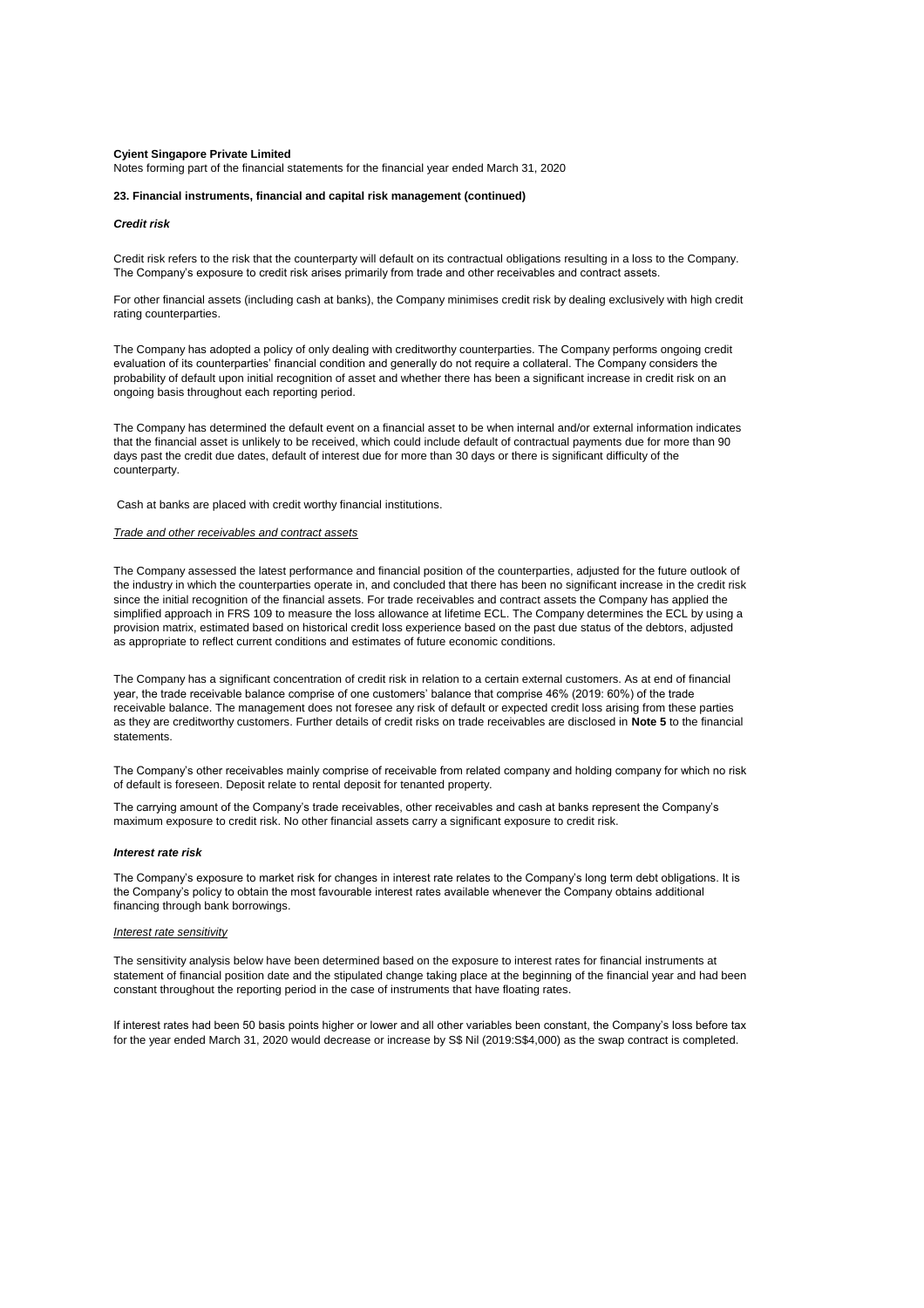**Cyient Singapore Private Limited**

Notes forming part of the financial statements for the financial year ended March 31, 2020

**23. Financial instruments, financial and capital risk management (continued)**

***Credit risk***

Credit risk refers to the risk that the counterparty will default on its contractual obligations resulting in a loss to the Company. The Company's exposure to credit risk arises primarily from trade and other receivables and contract assets.

For other financial assets (including cash at banks), the Company minimises credit risk by dealing exclusively with high credit rating counterparties.

The Company has adopted a policy of only dealing with creditworthy counterparties. The Company performs ongoing credit evaluation of its counterparties' financial condition and generally do not require a collateral. The Company considers the probability of default upon initial recognition of asset and whether there has been a significant increase in credit risk on an ongoing basis throughout each reporting period.

The Company has determined the default event on a financial asset to be when internal and/or external information indicates that the financial asset is unlikely to be received, which could include default of contractual payments due for more than 90 days past the credit due dates, default of interest due for more than 30 days or there is significant difficulty of the counterparty.

Cash at banks are placed with credit worthy financial institutions.

*Trade and other receivables and contract assets*

The Company assessed the latest performance and financial position of the counterparties, adjusted for the future outlook of the industry in which the counterparties operate in, and concluded that there has been no significant increase in the credit risk since the initial recognition of the financial assets. For trade receivables and contract assets the Company has applied the simplified approach in FRS 109 to measure the loss allowance at lifetime ECL. The Company determines the ECL by using a provision matrix, estimated based on historical credit loss experience based on the past due status of the debtors, adjusted as appropriate to reflect current conditions and estimates of future economic conditions.

The Company has a significant concentration of credit risk in relation to a certain external customers. As at end of financial year, the trade receivable balance comprise of one customers' balance that comprise 46% (2019: 60%) of the trade receivable balance. The management does not foresee any risk of default or expected credit loss arising from these parties as they are creditworthy customers. Further details of credit risks on trade receivables are disclosed in **Note 5** to the financial statements.

The Company's other receivables mainly comprise of receivable from related company and holding company for which no risk of default is foreseen. Deposit relate to rental deposit for tenanted property.

The carrying amount of the Company's trade receivables, other receivables and cash at banks represent the Company's maximum exposure to credit risk. No other financial assets carry a significant exposure to credit risk.

***Interest rate risk***

The Company's exposure to market risk for changes in interest rate relates to the Company's long term debt obligations. It is the Company's policy to obtain the most favourable interest rates available whenever the Company obtains additional financing through bank borrowings.

*Interest rate sensitivity*

The sensitivity analysis below have been determined based on the exposure to interest rates for financial instruments at statement of financial position date and the stipulated change taking place at the beginning of the financial year and had been constant throughout the reporting period in the case of instruments that have floating rates.

If interest rates had been 50 basis points higher or lower and all other variables been constant, the Company's loss before tax for the year ended March 31, 2020 would decrease or increase by S$ Nil (2019:S$4,000) as the swap contract is completed.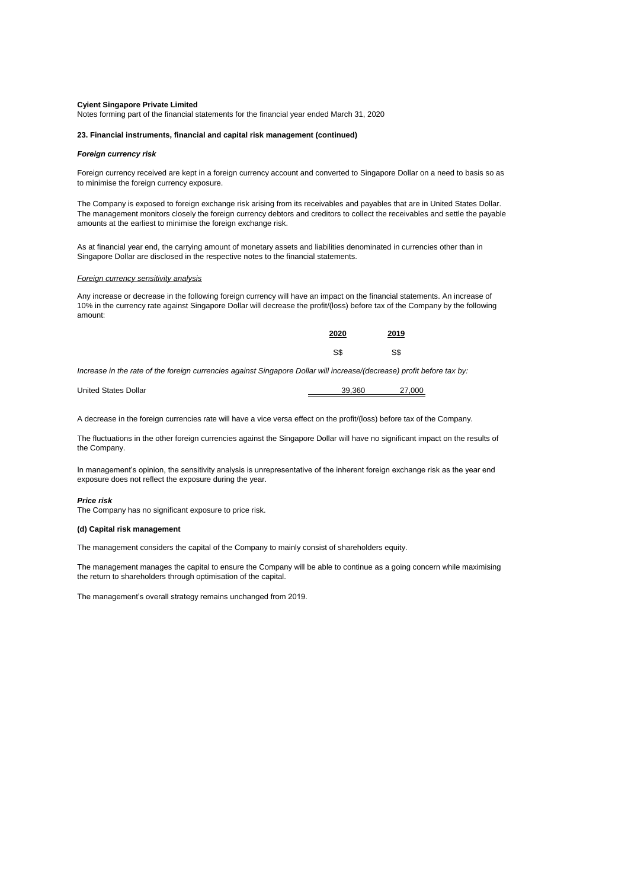**Cyient Singapore Private Limited**

Notes forming part of the financial statements for the financial year ended March 31, 2020

**23. Financial instruments, financial and capital risk management (continued)**

***Foreign currency risk***

Foreign currency received are kept in a foreign currency account and converted to Singapore Dollar on a need to basis so as to minimise the foreign currency exposure.

The Company is exposed to foreign exchange risk arising from its receivables and payables that are in United States Dollar. The management monitors closely the foreign currency debtors and creditors to collect the receivables and settle the payable amounts at the earliest to minimise the foreign exchange risk.

As at financial year end, the carrying amount of monetary assets and liabilities denominated in currencies other than in Singapore Dollar are disclosed in the respective notes to the financial statements.

*Foreign currency sensitivity analysis*

Any increase or decrease in the following foreign currency will have an impact on the financial statements. An increase of 10% in the currency rate against Singapore Dollar will decrease the profit/(loss) before tax of the Company by the following amount:

| | 2020 | 2019 |
|---|---|---|
| | S$ | S$ |
| *Increase in the rate of the foreign currencies against Singapore Dollar will increase/(decrease) profit before tax by:* | | |
| United States Dollar | 39,360 | 27,000 |

A decrease in the foreign currencies rate will have a vice versa effect on the profit/(loss) before tax of the Company.

The fluctuations in the other foreign currencies against the Singapore Dollar will have no significant impact on the results of the Company.

In management's opinion, the sensitivity analysis is unrepresentative of the inherent foreign exchange risk as the year end exposure does not reflect the exposure during the year.

***Price risk***

The Company has no significant exposure to price risk.

**(d) Capital risk management**

The management considers the capital of the Company to mainly consist of shareholders equity.

The management manages the capital to ensure the Company will be able to continue as a going concern while maximising the return to shareholders through optimisation of the capital.

The management's overall strategy remains unchanged from 2019.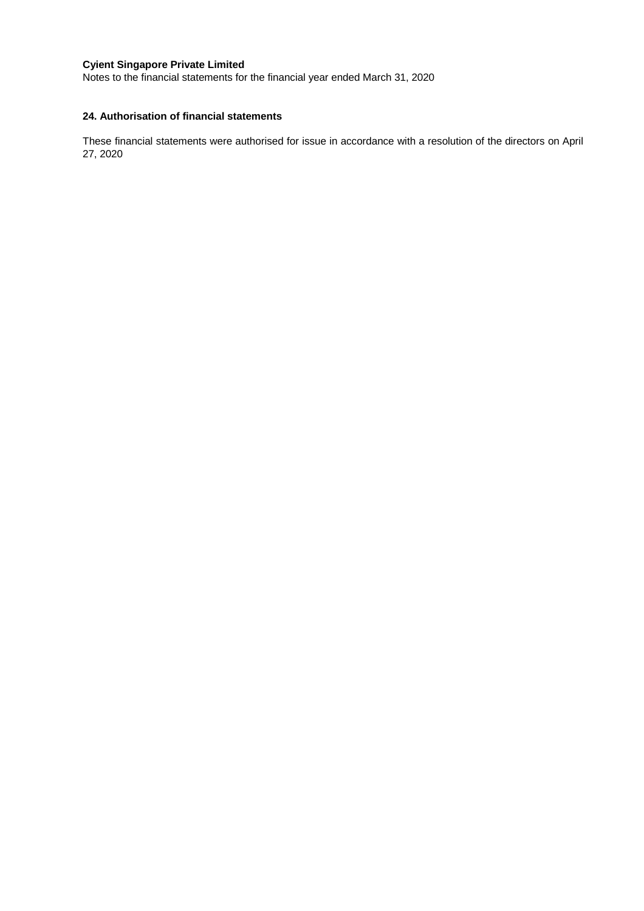**Cyient Singapore Private Limited**
Notes to the financial statements for the financial year ended March 31, 2020

## 24. Authorisation of financial statements

These financial statements were authorised for issue in accordance with a resolution of the directors on April 27, 2020